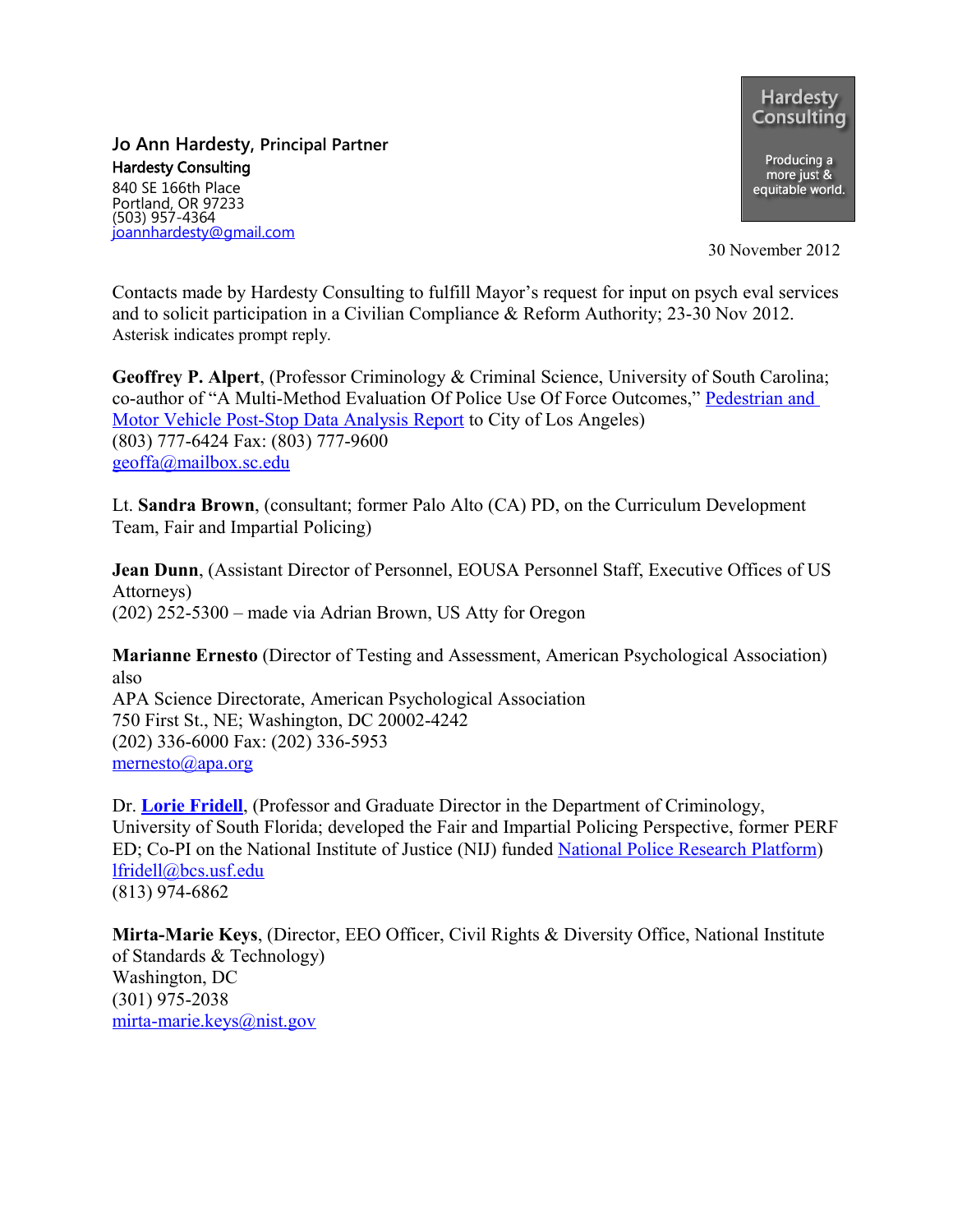**Jo Ann Hardesty, Principal Partner**
**Hardesty Consulting**
840 SE 166th Place
Portland, OR 97233
(503) 957-4364
joannhardesty@gmail.com

Hardesty Consulting

Producing a more just & equitable world.

30 November 2012

Contacts made by Hardesty Consulting to fulfill Mayor's request for input on psych eval services and to solicit participation in a Civilian Compliance & Reform Authority; 23-30 Nov 2012. Asterisk indicates prompt reply.

**Geoffrey P. Alpert**, (Professor Criminology & Criminal Science, University of South Carolina; co-author of "A Multi-Method Evaluation Of Police Use Of Force Outcomes," Pedestrian and Motor Vehicle Post-Stop Data Analysis Report to City of Los Angeles)
(803) 777-6424 Fax: (803) 777-9600
geoffa@mailbox.sc.edu

Lt. **Sandra Brown**, (consultant; former Palo Alto (CA) PD, on the Curriculum Development Team, Fair and Impartial Policing)

**Jean Dunn**, (Assistant Director of Personnel, EOUSA Personnel Staff, Executive Offices of US Attorneys)
(202) 252-5300 – made via Adrian Brown, US Atty for Oregon

**Marianne Ernesto** (Director of Testing and Assessment, American Psychological Association) also
APA Science Directorate, American Psychological Association
750 First St., NE; Washington, DC 20002-4242
(202) 336-6000 Fax: (202) 336-5953
mernesto@apa.org

Dr. **Lorie Fridell**, (Professor and Graduate Director in the Department of Criminology, University of South Florida; developed the Fair and Impartial Policing Perspective, former PERF ED; Co-PI on the National Institute of Justice (NIJ) funded National Police Research Platform)
lfridell@bcs.usf.edu
(813) 974-6862

**Mirta-Marie Keys**, (Director, EEO Officer, Civil Rights & Diversity Office, National Institute of Standards & Technology)
Washington, DC
(301) 975-2038
mirta-marie.keys@nist.gov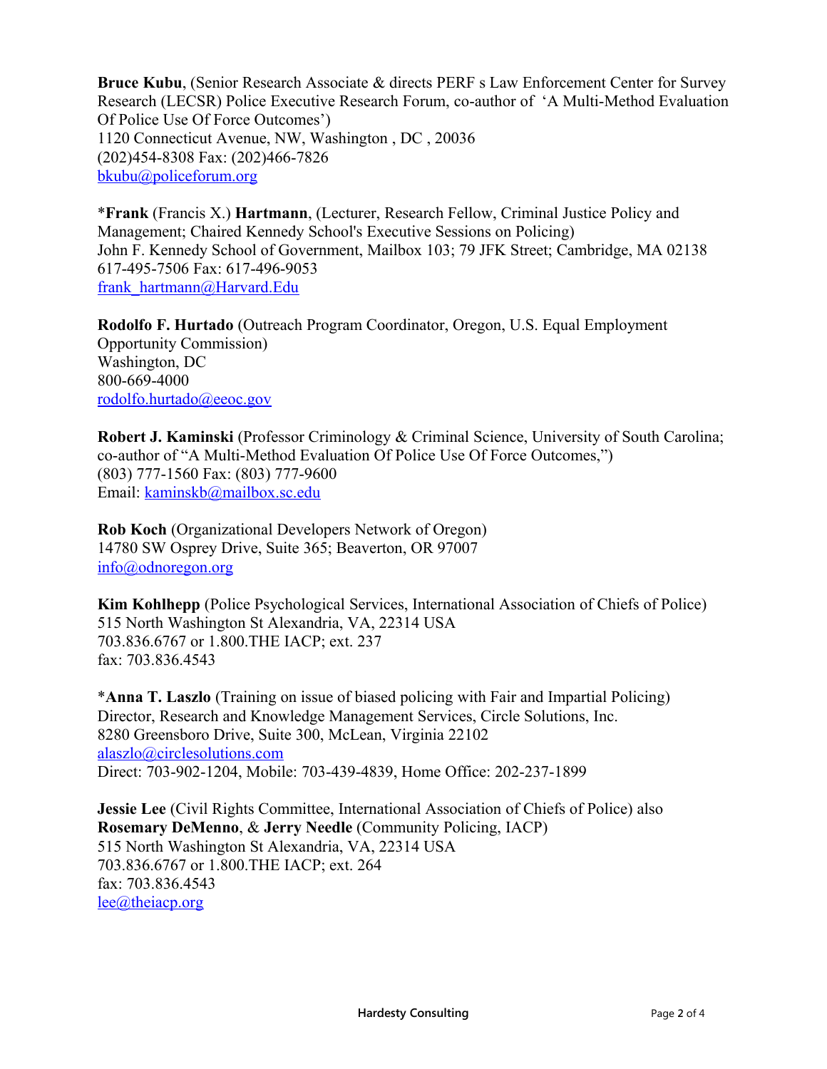**Bruce Kubu**, (Senior Research Associate & directs PERF s Law Enforcement Center for Survey Research (LECSR) Police Executive Research Forum, co-author of 'A Multi-Method Evaluation Of Police Use Of Force Outcomes')
1120 Connecticut Avenue, NW, Washington , DC , 20036
(202)454-8308 Fax: (202)466-7826
bkubu@policeforum.org

*__Frank__ (Francis X.) **Hartmann**, (Lecturer, Research Fellow, Criminal Justice Policy and Management; Chaired Kennedy School's Executive Sessions on Policing)
John F. Kennedy School of Government, Mailbox 103; 79 JFK Street; Cambridge, MA 02138
617-495-7506 Fax: 617-496-9053
frank_hartmann@Harvard.Edu

**Rodolfo F. Hurtado** (Outreach Program Coordinator, Oregon, U.S. Equal Employment Opportunity Commission)
Washington, DC
800-669-4000
rodolfo.hurtado@eeoc.gov

**Robert J. Kaminski** (Professor Criminology & Criminal Science, University of South Carolina; co-author of "A Multi-Method Evaluation Of Police Use Of Force Outcomes,")
(803) 777-1560 Fax: (803) 777-9600
Email: kaminskb@mailbox.sc.edu

**Rob Koch** (Organizational Developers Network of Oregon)
14780 SW Osprey Drive, Suite 365; Beaverton, OR 97007
info@odnoregon.org

**Kim Kohlhepp** (Police Psychological Services, International Association of Chiefs of Police)
515 North Washington St Alexandria, VA, 22314 USA
703.836.6767 or 1.800.THE IACP; ext. 237
fax: 703.836.4543

*__Anna T. Laszlo__ (Training on issue of biased policing with Fair and Impartial Policing)
Director, Research and Knowledge Management Services, Circle Solutions, Inc.
8280 Greensboro Drive, Suite 300, McLean, Virginia 22102
alaszlo@circlesolutions.com
Direct: 703-902-1204, Mobile: 703-439-4839, Home Office: 202-237-1899

**Jessie Lee** (Civil Rights Committee, International Association of Chiefs of Police) also **Rosemary DeMenno**, & **Jerry Needle** (Community Policing, IACP)
515 North Washington St Alexandria, VA, 22314 USA
703.836.6767 or 1.800.THE IACP; ext. 264
fax: 703.836.4543
lee@theiacp.org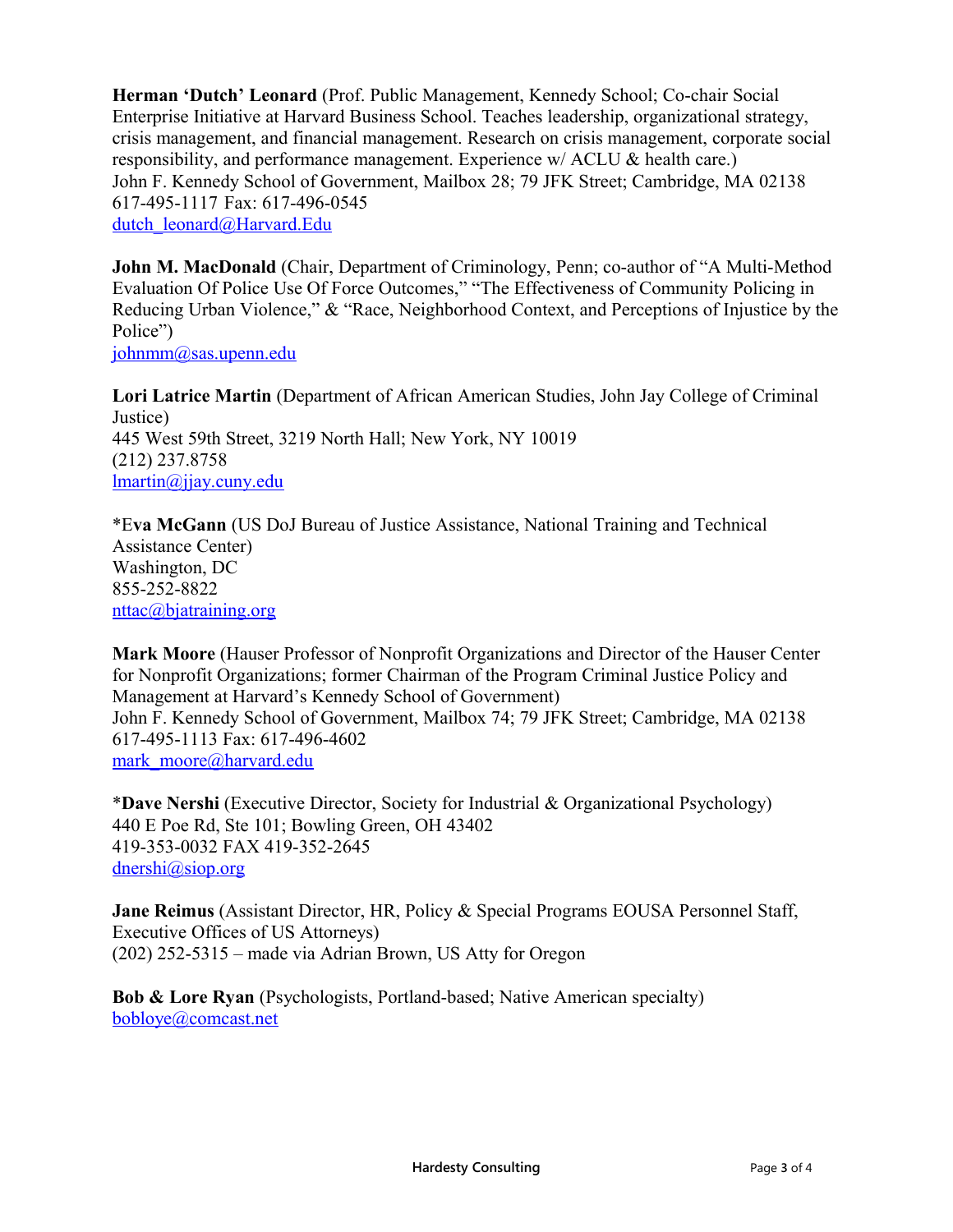**Herman 'Dutch' Leonard** (Prof. Public Management, Kennedy School; Co-chair Social Enterprise Initiative at Harvard Business School. Teaches leadership, organizational strategy, crisis management, and financial management. Research on crisis management, corporate social responsibility, and performance management. Experience w/ ACLU & health care.)
John F. Kennedy School of Government, Mailbox 28; 79 JFK Street; Cambridge, MA 02138
617-495-1117 Fax: 617-496-0545
dutch_leonard@Harvard.Edu

**John M. MacDonald** (Chair, Department of Criminology, Penn; co-author of "A Multi-Method Evaluation Of Police Use Of Force Outcomes," "The Effectiveness of Community Policing in Reducing Urban Violence," & "Race, Neighborhood Context, and Perceptions of Injustice by the Police")
johnmm@sas.upenn.edu

**Lori Latrice Martin** (Department of African American Studies, John Jay College of Criminal Justice)
445 West 59th Street, 3219 North Hall; New York, NY 10019
(212) 237.8758
lmartin@jjay.cuny.edu

*E**va McGann** (US DoJ Bureau of Justice Assistance, National Training and Technical Assistance Center)
Washington, DC
855-252-8822
nttac@bjatraining.org

**Mark Moore** (Hauser Professor of Nonprofit Organizations and Director of the Hauser Center for Nonprofit Organizations; former Chairman of the Program Criminal Justice Policy and Management at Harvard's Kennedy School of Government)
John F. Kennedy School of Government, Mailbox 74; 79 JFK Street; Cambridge, MA 02138
617-495-1113 Fax: 617-496-4602
mark_moore@harvard.edu

***Dave Nershi** (Executive Director, Society for Industrial & Organizational Psychology)
440 E Poe Rd, Ste 101; Bowling Green, OH 43402
419-353-0032 FAX 419-352-2645
dnershi@siop.org

**Jane Reimus** (Assistant Director, HR, Policy & Special Programs EOUSA Personnel Staff, Executive Offices of US Attorneys)
(202) 252-5315 – made via Adrian Brown, US Atty for Oregon

**Bob & Lore Ryan** (Psychologists, Portland-based; Native American specialty)
bobloye@comcast.net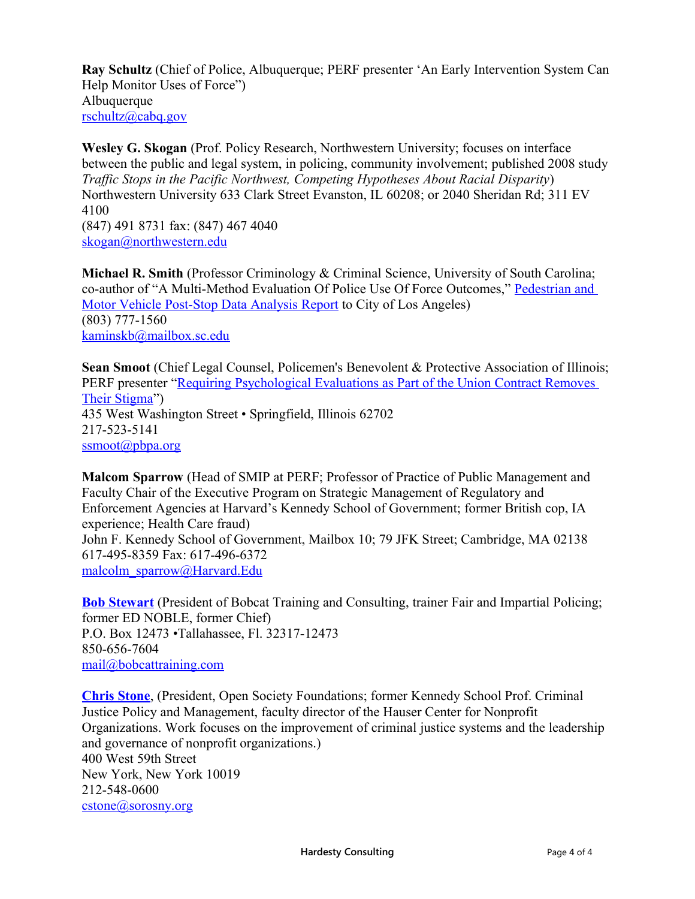**Ray Schultz** (Chief of Police, Albuquerque; PERF presenter 'An Early Intervention System Can Help Monitor Uses of Force")
Albuquerque
rschultz@cabq.gov

**Wesley G. Skogan** (Prof. Policy Research, Northwestern University; focuses on interface between the public and legal system, in policing, community involvement; published 2008 study *Traffic Stops in the Pacific Northwest, Competing Hypotheses About Racial Disparity*)
Northwestern University 633 Clark Street Evanston, IL 60208; or 2040 Sheridan Rd; 311 EV 4100
(847) 491 8731 fax: (847) 467 4040
skogan@northwestern.edu

**Michael R. Smith** (Professor Criminology & Criminal Science, University of South Carolina; co-author of "A Multi-Method Evaluation Of Police Use Of Force Outcomes," Pedestrian and Motor Vehicle Post-Stop Data Analysis Report to City of Los Angeles)
(803) 777-1560
kaminskb@mailbox.sc.edu

**Sean Smoot** (Chief Legal Counsel, Policemen's Benevolent & Protective Association of Illinois; PERF presenter "Requiring Psychological Evaluations as Part of the Union Contract Removes Their Stigma")
435 West Washington Street • Springfield, Illinois 62702
217-523-5141
ssmoot@pbpa.org

**Malcom Sparrow** (Head of SMIP at PERF; Professor of Practice of Public Management and Faculty Chair of the Executive Program on Strategic Management of Regulatory and Enforcement Agencies at Harvard's Kennedy School of Government; former British cop, IA experience; Health Care fraud)
John F. Kennedy School of Government, Mailbox 10; 79 JFK Street; Cambridge, MA 02138
617-495-8359 Fax: 617-496-6372
malcolm_sparrow@Harvard.Edu

**Bob Stewart** (President of Bobcat Training and Consulting, trainer Fair and Impartial Policing; former ED NOBLE, former Chief)
P.O. Box 12473 •Tallahassee, Fl. 32317-12473
850-656-7604
mail@bobcattraining.com

**Chris Stone**, (President, Open Society Foundations; former Kennedy School Prof. Criminal Justice Policy and Management, faculty director of the Hauser Center for Nonprofit Organizations. Work focuses on the improvement of criminal justice systems and the leadership and governance of nonprofit organizations.)
400 West 59th Street
New York, New York 10019
212-548-0600
cstone@sorosny.org